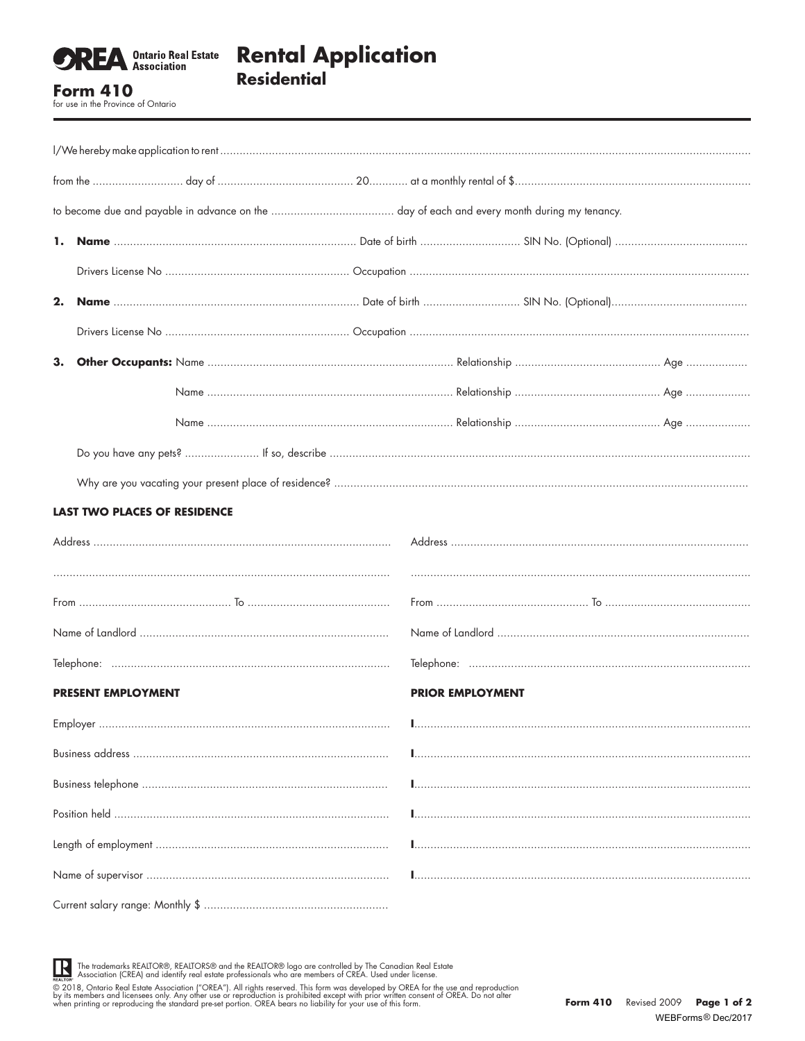**OREA** Ontario Real Estate Association

# Rental Application
## Residential

**Form 410**
for use in the Province of Ontario

---

I/We hereby make application to rent ..................................................................................................................................................................

from the ............................ day of .......................................... 20........... at a monthly rental of $.........................................................................

to become due and payable in advance on the ...................................... day of each and every month during my tenancy.

**1. Name** .......................................................................... Date of birth .............................. SIN No. (Optional) ........................................

Drivers License No ........................................................ Occupation ......................................................................................................

**2. Name** .......................................................................... Date of birth .............................. SIN No. (Optional)..........................................

Drivers License No ........................................................ Occupation ......................................................................................................

**3. Other Occupants:** Name .......................................................................... Relationship ............................................ Age ..................

Name .......................................................................... Relationship ............................................ Age ..................

Name .......................................................................... Relationship ............................................ Age ..................

Do you have any pets? ....................... If so, describe ................................................................................................................................

Why are you vacating your present place of residence? .............................................................................................................................

**LAST TWO PLACES OF RESIDENCE**

Address ..........................................................................................

.......................................................................................................

From ............................................... To ............................................

Name of Landlord ............................................................................

Telephone: ......................................................................................

Address ..........................................................................................

.......................................................................................................

From ............................................... To ............................................

Name of Landlord ............................................................................

Telephone: ......................................................................................

**PRESENT EMPLOYMENT**

Employer ........................................................................................

Business address ..............................................................................

Business telephone ...........................................................................

Position held ....................................................................................

Length of employment .......................................................................

Name of supervisor ...........................................................................

Current salary range: Monthly $ ........................................................

**PRIOR EMPLOYMENT**

I......................................................................................................

I......................................................................................................

I......................................................................................................

I......................................................................................................

I......................................................................................................

I......................................................................................................

The trademarks REALTOR®, REALTORS® and the REALTOR® logo are controlled by The Canadian Real Estate Association (CREA) and identify real estate professionals who are members of CREA. Used under license.

© 2018, Ontario Real Estate Association ("OREA"). All rights reserved. This form was developed by OREA for the use and reproduction by its members and licensees only. Any other use or reproduction is prohibited except with prior written consent of OREA. Do not alter when printing or reproducing the standard pre-set portion. OREA bears no liability for your use of this form.

**Form 410** Revised 2009

WEBForms® Dec/2017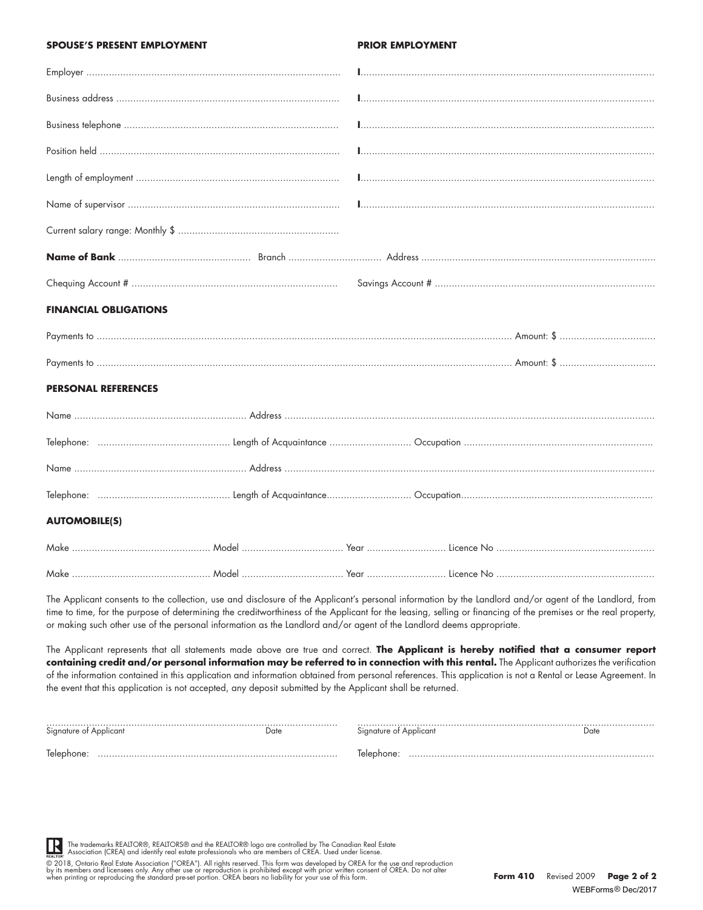**SPOUSE'S PRESENT EMPLOYMENT** | **PRIOR EMPLOYMENT**

| | |
|---|---|
| Employer ........................................ | ........................................ |
| Business address ........................................ | ........................................ |
| Business telephone ........................................ | ........................................ |
| Position held ........................................ | ........................................ |
| Length of employment ........................................ | ........................................ |
| Name of supervisor ........................................ | ........................................ |
| Current salary range: Monthly $ ........................................ | |

**Name of Bank** .................... Branch .................... Address ........................................

Chequing Account # ........................................ Savings Account # ........................................

**FINANCIAL OBLIGATIONS**

Payments to ........................................................................................ Amount: $ ....................

Payments to ........................................................................................ Amount: $ ....................

**PERSONAL REFERENCES**

Name ........................................ Address ........................................................................................

Telephone: .................................... Length of Acquaintance .................... Occupation ........................................

Name ........................................ Address ........................................................................................

Telephone: .................................... Length of Acquaintance.................... Occupation........................................

**AUTOMOBILE(S)**

Make .................................... Model .................................... Year .................... Licence No ....................................

Make .................................... Model .................................... Year .................... Licence No ....................................

The Applicant consents to the collection, use and disclosure of the Applicant's personal information by the Landlord and/or agent of the Landlord, from time to time, for the purpose of determining the creditworthiness of the Applicant for the leasing, selling or financing of the premises or the real property, or making such other use of the personal information as the Landlord and/or agent of the Landlord deems appropriate.

The Applicant represents that all statements made above are true and correct. **The Applicant is hereby notified that a consumer report containing credit and/or personal information may be referred to in connection with this rental.** The Applicant authorizes the verification of the information contained in this application and information obtained from personal references. This application is not a Rental or Lease Agreement. In the event that this application is not accepted, any deposit submitted by the Applicant shall be returned.

........................................................................................ | ........................................................................................
Signature of Applicant Date | Signature of Applicant Date

Telephone: ........................................................................................ | Telephone: ........................................................................................

The trademarks REALTOR®, REALTORS® and the REALTOR® logo are controlled by The Canadian Real Estate Association (CREA) and identify real estate professionals who are members of CREA. Used under license.

© 2018, Ontario Real Estate Association ("OREA"). All rights reserved. This form was developed by OREA for the use and reproduction by its members and licensees only. Any other use or reproduction is prohibited except with prior written consent of OREA. Do not alter when printing or reproducing the standard pre-set portion. OREA bears no liability for your use of this form.

**Form 410** Revised 2009